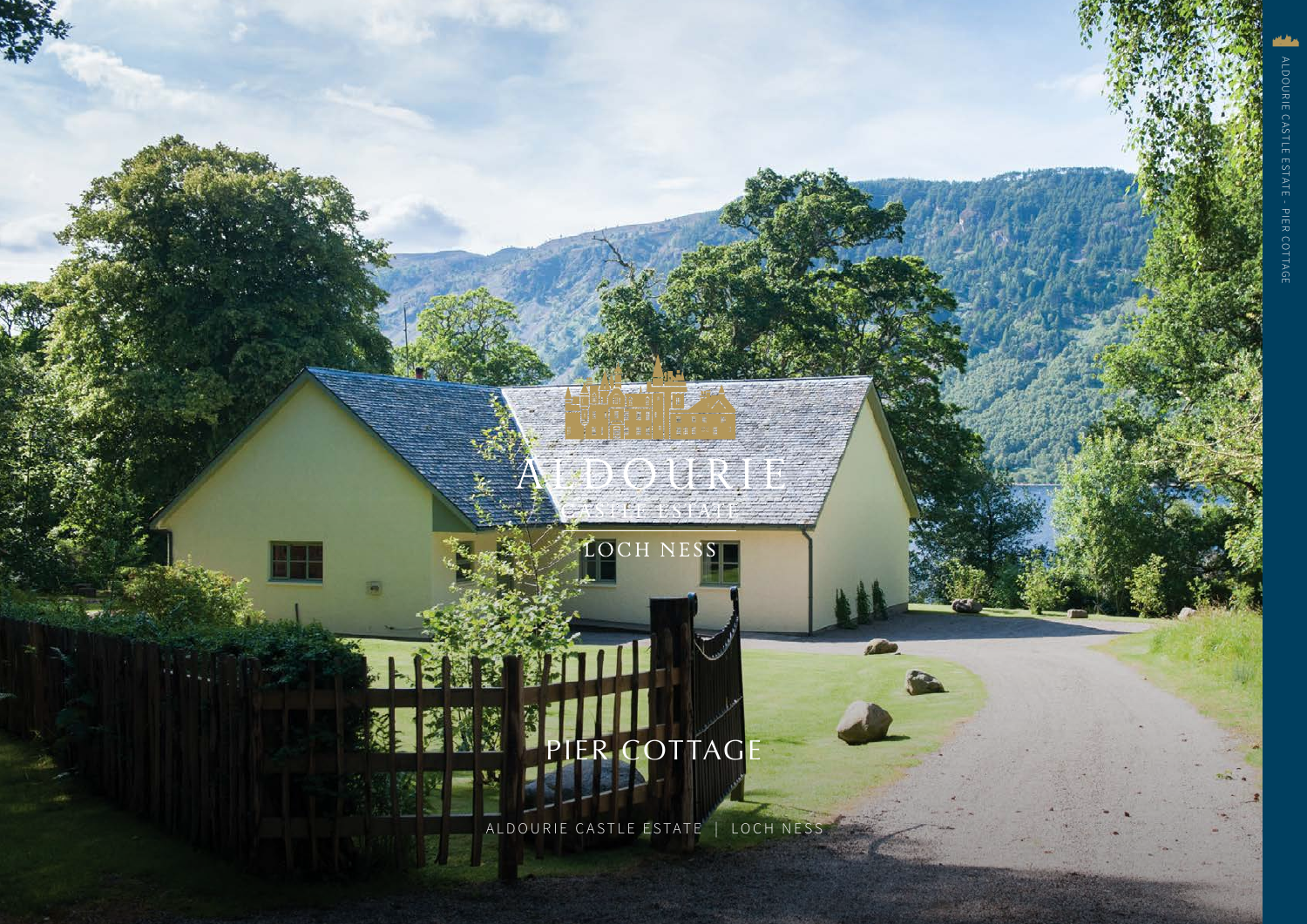# ALDOURIE

CASTLE ESTATE

LOCH NESS

## PIER COTTAGE

ALDOURIE CASTLE ESTATE | LOCH NESS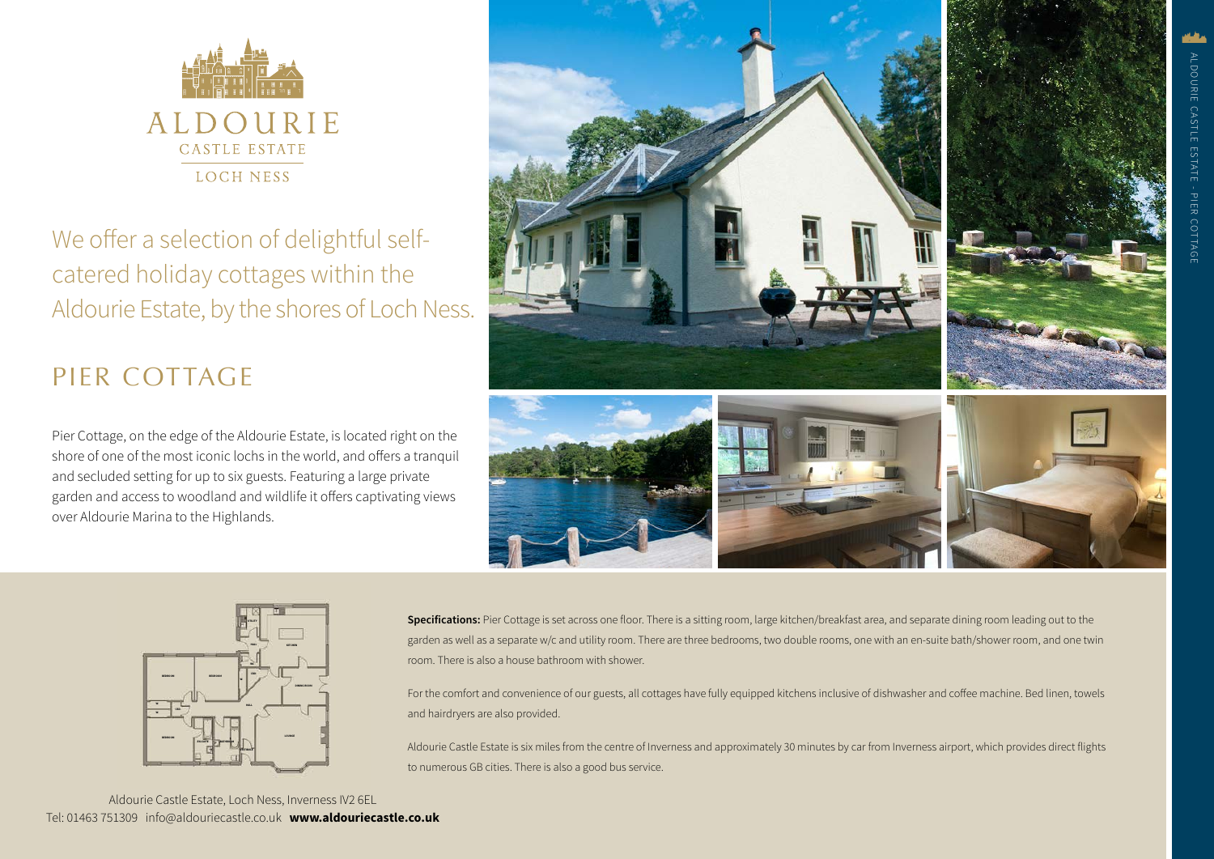ALDOURIE

CASTLE ESTATE

LOCH NESS

We offer a selection of delightful self-catered holiday cottages within the Aldourie Estate, by the shores of Loch Ness.

# PIER COTTAGE

Pier Cottage, on the edge of the Aldourie Estate, is located right on the shore of one of the most iconic lochs in the world, and offers a tranquil and secluded setting for up to six guests. Featuring a large private garden and access to woodland and wildlife it offers captivating views over Aldourie Marina to the Highlands.

**Specifications:** Pier Cottage is set across one floor. There is a sitting room, large kitchen/breakfast area, and separate dining room leading out to the garden as well as a separate w/c and utility room. There are three bedrooms, two double rooms, one with an en-suite bath/shower room, and one twin room. There is also a house bathroom with shower.

For the comfort and convenience of our guests, all cottages have fully equipped kitchens inclusive of dishwasher and coffee machine. Bed linen, towels and hairdryers are also provided.

Aldourie Castle Estate is six miles from the centre of Inverness and approximately 30 minutes by car from Inverness airport, which provides direct flights to numerous GB cities. There is also a good bus service.

Aldourie Castle Estate, Loch Ness, Inverness IV2 6EL

Tel: 01463 751309 info@aldouriecastle.co.uk **www.aldouriecastle.co.uk**